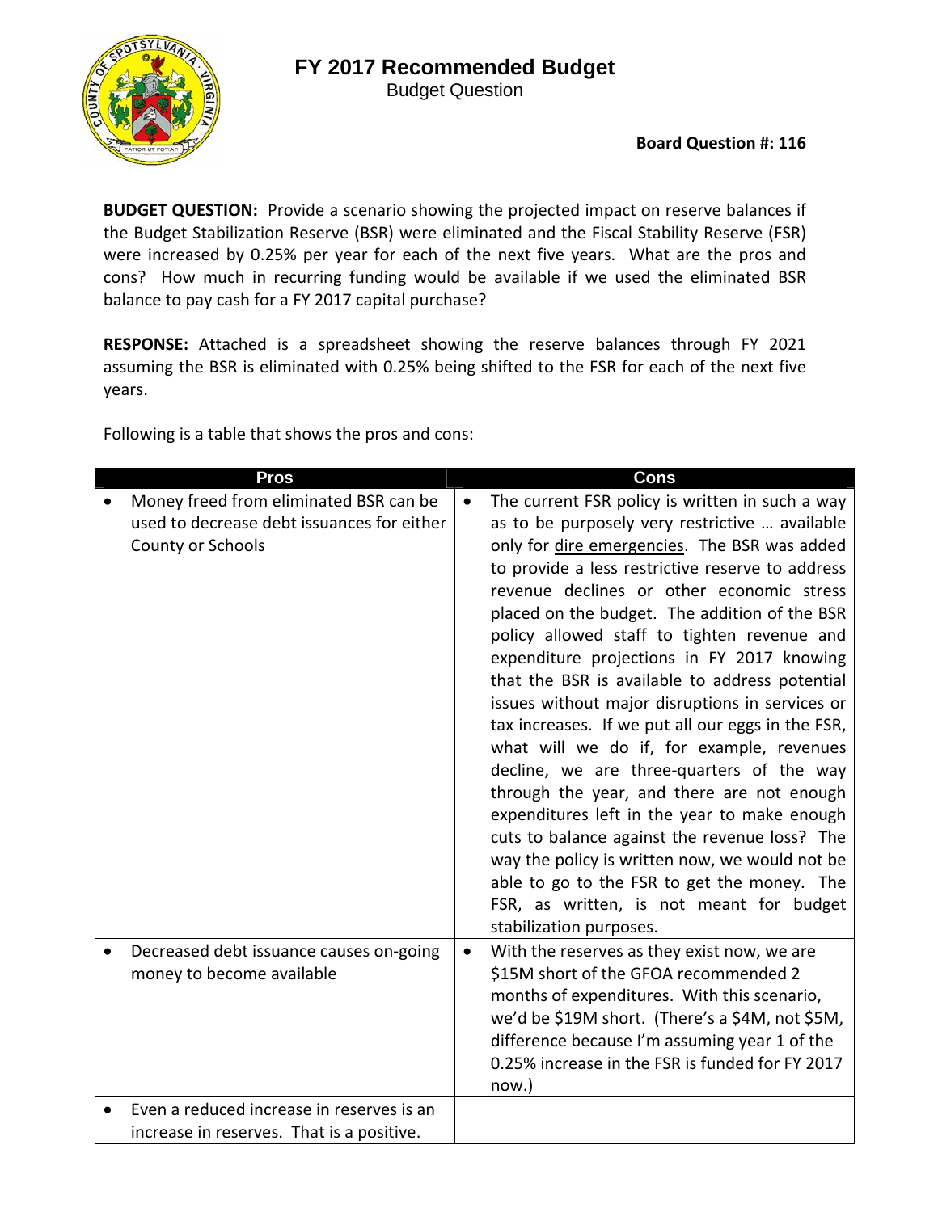# FY 2017 Recommended Budget

Budget Question

**Board Question #: 116**

**BUDGET QUESTION:** Provide a scenario showing the projected impact on reserve balances if the Budget Stabilization Reserve (BSR) were eliminated and the Fiscal Stability Reserve (FSR) were increased by 0.25% per year for each of the next five years. What are the pros and cons? How much in recurring funding would be available if we used the eliminated BSR balance to pay cash for a FY 2017 capital purchase?

**RESPONSE:** Attached is a spreadsheet showing the reserve balances through FY 2021 assuming the BSR is eliminated with 0.25% being shifted to the FSR for each of the next five years.

Following is a table that shows the pros and cons:

| Pros | Cons |
|---|---|
| • Money freed from eliminated BSR can be used to decrease debt issuances for either County or Schools | • The current FSR policy is written in such a way as to be purposely very restrictive … available only for dire emergencies. The BSR was added to provide a less restrictive reserve to address revenue declines or other economic stress placed on the budget. The addition of the BSR policy allowed staff to tighten revenue and expenditure projections in FY 2017 knowing that the BSR is available to address potential issues without major disruptions in services or tax increases. If we put all our eggs in the FSR, what will we do if, for example, revenues decline, we are three-quarters of the way through the year, and there are not enough expenditures left in the year to make enough cuts to balance against the revenue loss? The way the policy is written now, we would not be able to go to the FSR to get the money. The FSR, as written, is not meant for budget stabilization purposes. |
| • Decreased debt issuance causes on-going money to become available | • With the reserves as they exist now, we are $15M short of the GFOA recommended 2 months of expenditures. With this scenario, we'd be $19M short. (There's a $4M, not $5M, difference because I'm assuming year 1 of the 0.25% increase in the FSR is funded for FY 2017 now.) |
| • Even a reduced increase in reserves is an increase in reserves. That is a positive. | |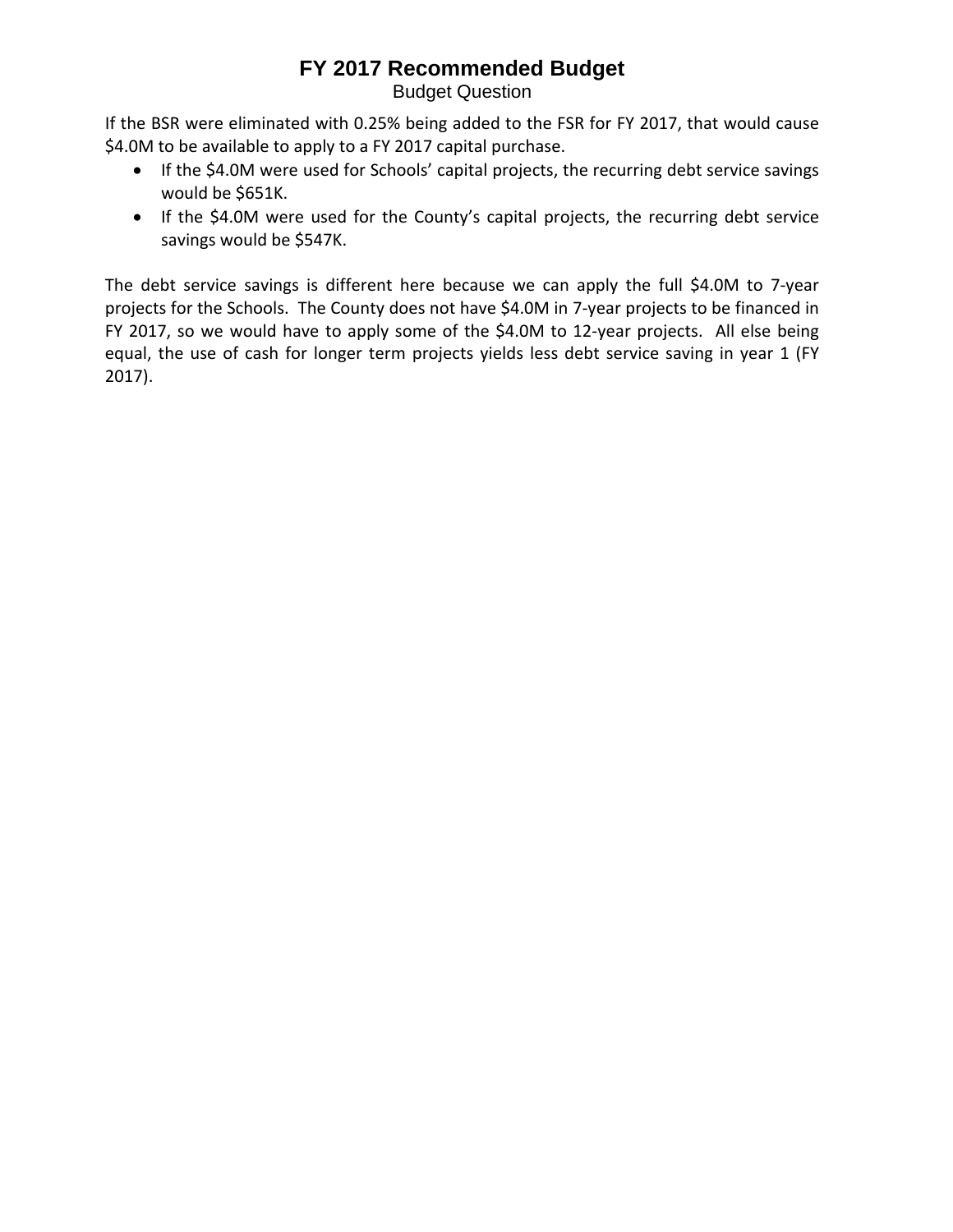# FY 2017 Recommended Budget

Budget Question

If the BSR were eliminated with 0.25% being added to the FSR for FY 2017, that would cause $4.0M to be available to apply to a FY 2017 capital purchase.

- If the $4.0M were used for Schools' capital projects, the recurring debt service savings would be $651K.
- If the $4.0M were used for the County's capital projects, the recurring debt service savings would be $547K.

The debt service savings is different here because we can apply the full $4.0M to 7-year projects for the Schools. The County does not have $4.0M in 7-year projects to be financed in FY 2017, so we would have to apply some of the $4.0M to 12-year projects. All else being equal, the use of cash for longer term projects yields less debt service saving in year 1 (FY 2017).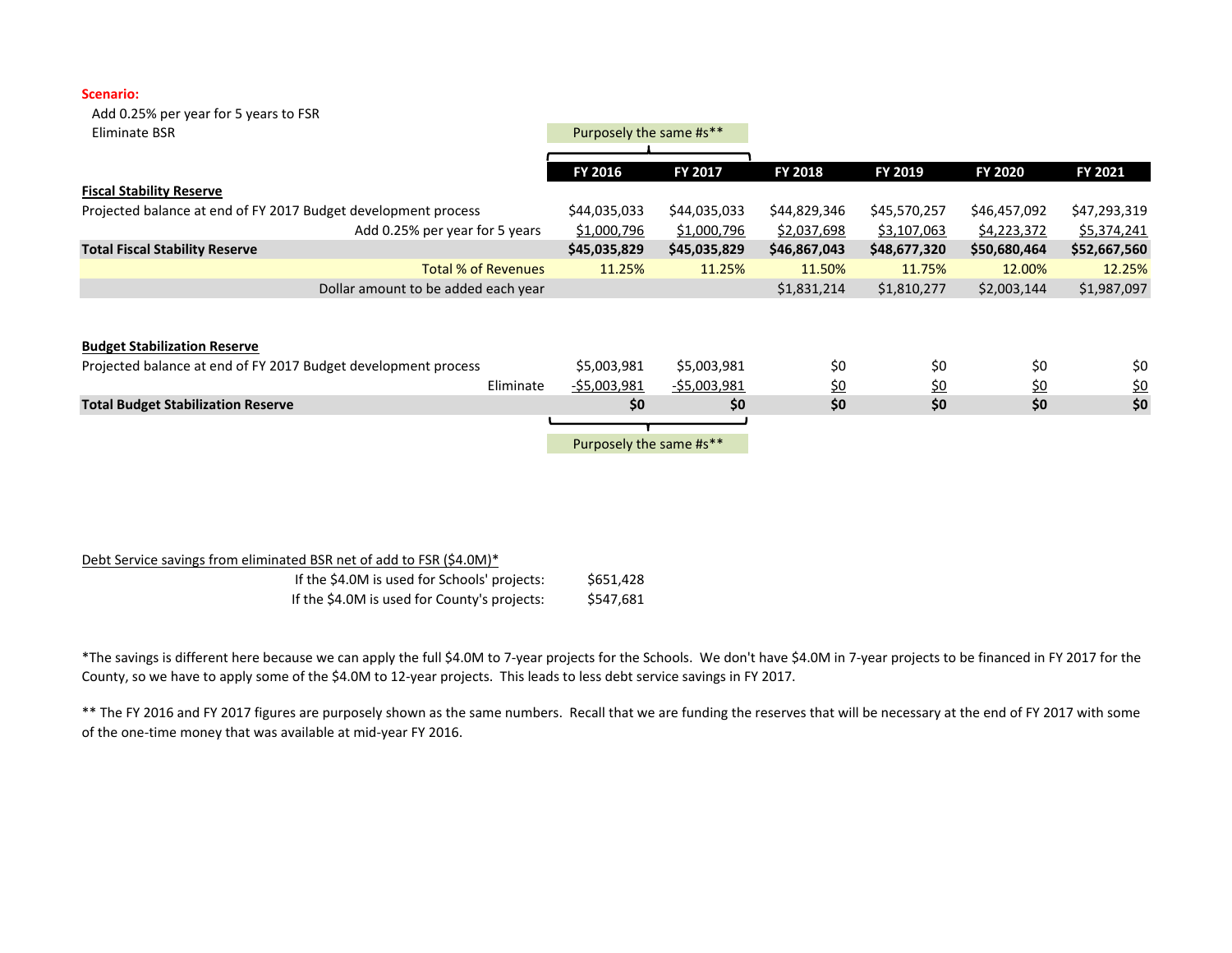**Scenario:**

Add 0.25% per year for 5 years to FSR
Eliminate BSR

Purposely the same #s** (FY 2016 and FY 2017)

| | FY 2016 | FY 2017 | FY 2018 | FY 2019 | FY 2020 | FY 2021 |
|---|---|---|---|---|---|---|
| **Fiscal Stability Reserve** | | | | | | |
| Projected balance at end of FY 2017 Budget development process | $44,035,033 | $44,035,033 | $44,829,346 | $45,570,257 | $46,457,092 | $47,293,319 |
| Add 0.25% per year for 5 years | $1,000,796 | $1,000,796 | $2,037,698 | $3,107,063 | $4,223,372 | $5,374,241 |
| **Total Fiscal Stability Reserve** | **$45,035,829** | **$45,035,829** | **$46,867,043** | **$48,677,320** | **$50,680,464** | **$52,667,560** |
| Total % of Revenues | 11.25% | 11.25% | 11.50% | 11.75% | 12.00% | 12.25% |
| Dollar amount to be added each year | | | $1,831,214 | $1,810,277 | $2,003,144 | $1,987,097 |
| | | | | | | |
| **Budget Stabilization Reserve** | | | | | | |
| Projected balance at end of FY 2017 Budget development process | $5,003,981 | $5,003,981 | $0 | $0 | $0 | $0 |
| Eliminate | -$5,003,981 | -$5,003,981 | $0 | $0 | $0 | $0 |
| **Total Budget Stabilization Reserve** | **$0** | **$0** | **$0** | **$0** | **$0** | **$0** |

Purposely the same #s** (FY 2016 and FY 2017)

Debt Service savings from eliminated BSR net of add to FSR ($4.0M)*

| | |
|---|---|
| If the $4.0M is used for Schools' projects: | $651,428 |
| If the $4.0M is used for County's projects: | $547,681 |

*The savings is different here because we can apply the full $4.0M to 7-year projects for the Schools. We don't have $4.0M in 7-year projects to be financed in FY 2017 for the County, so we have to apply some of the $4.0M to 12-year projects. This leads to less debt service savings in FY 2017.

** The FY 2016 and FY 2017 figures are purposely shown as the same numbers. Recall that we are funding the reserves that will be necessary at the end of FY 2017 with some of the one-time money that was available at mid-year FY 2016.